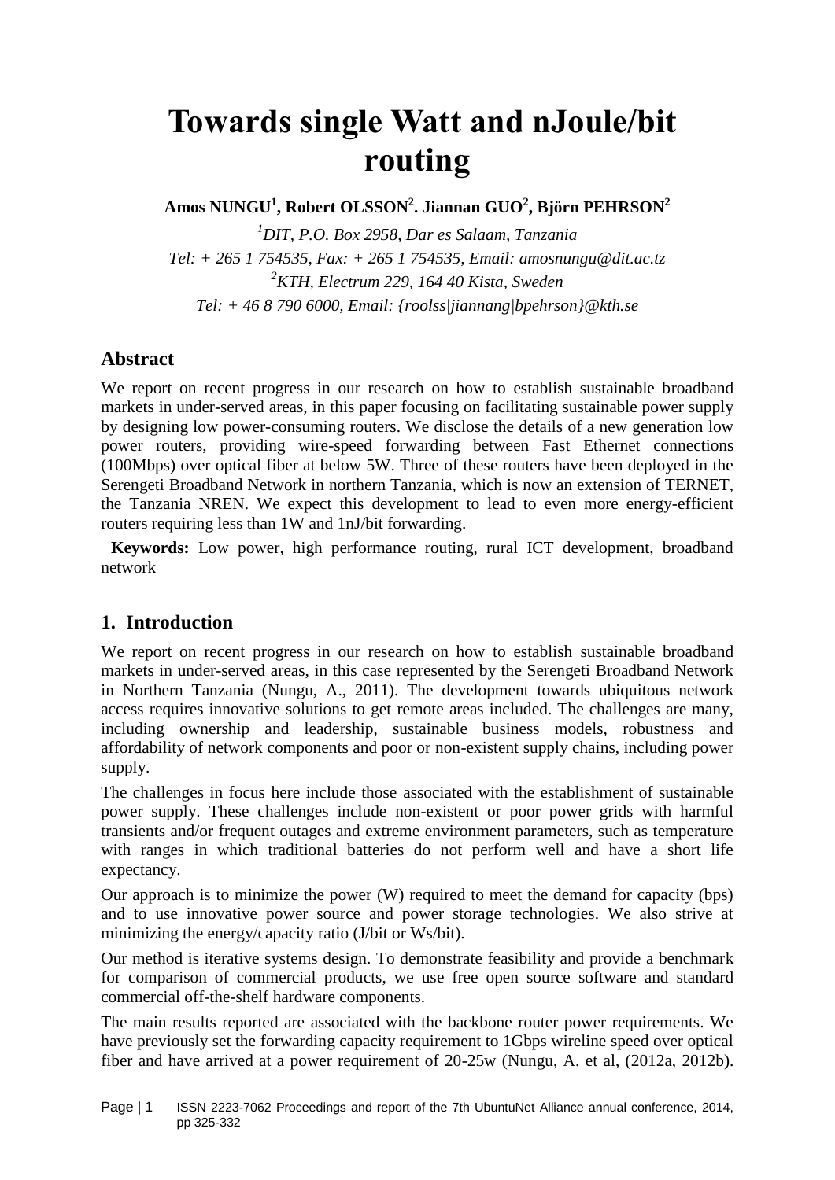# Towards single Watt and nJoule/bit routing

**Amos NUNGU[1], Robert OLSSON[2]. Jiannan GUO[2], Björn PEHRSON[2]**

*[1]DIT, P.O. Box 2958, Dar es Salaam, Tanzania*
*Tel: + 265 1 754535, Fax: + 265 1 754535, Email: amosnungu@dit.ac.tz*
*[2]KTH, Electrum 229, 164 40 Kista, Sweden*
*Tel: + 46 8 790 6000, Email: {roolss|jiannang|bpehrson}@kth.se*

## Abstract

We report on recent progress in our research on how to establish sustainable broadband markets in under-served areas, in this paper focusing on facilitating sustainable power supply by designing low power-consuming routers. We disclose the details of a new generation low power routers, providing wire-speed forwarding between Fast Ethernet connections (100Mbps) over optical fiber at below 5W. Three of these routers have been deployed in the Serengeti Broadband Network in northern Tanzania, which is now an extension of TERNET, the Tanzania NREN. We expect this development to lead to even more energy-efficient routers requiring less than 1W and 1nJ/bit forwarding.

**Keywords:** Low power, high performance routing, rural ICT development, broadband network

## 1. Introduction

We report on recent progress in our research on how to establish sustainable broadband markets in under-served areas, in this case represented by the Serengeti Broadband Network in Northern Tanzania (Nungu, A., 2011). The development towards ubiquitous network access requires innovative solutions to get remote areas included. The challenges are many, including ownership and leadership, sustainable business models, robustness and affordability of network components and poor or non-existent supply chains, including power supply.

The challenges in focus here include those associated with the establishment of sustainable power supply. These challenges include non-existent or poor power grids with harmful transients and/or frequent outages and extreme environment parameters, such as temperature with ranges in which traditional batteries do not perform well and have a short life expectancy.

Our approach is to minimize the power (W) required to meet the demand for capacity (bps) and to use innovative power source and power storage technologies. We also strive at minimizing the energy/capacity ratio (J/bit or Ws/bit).

Our method is iterative systems design. To demonstrate feasibility and provide a benchmark for comparison of commercial products, we use free open source software and standard commercial off-the-shelf hardware components.

The main results reported are associated with the backbone router power requirements. We have previously set the forwarding capacity requirement to 1Gbps wireline speed over optical fiber and have arrived at a power requirement of 20-25w (Nungu, A. et al, (2012a, 2012b).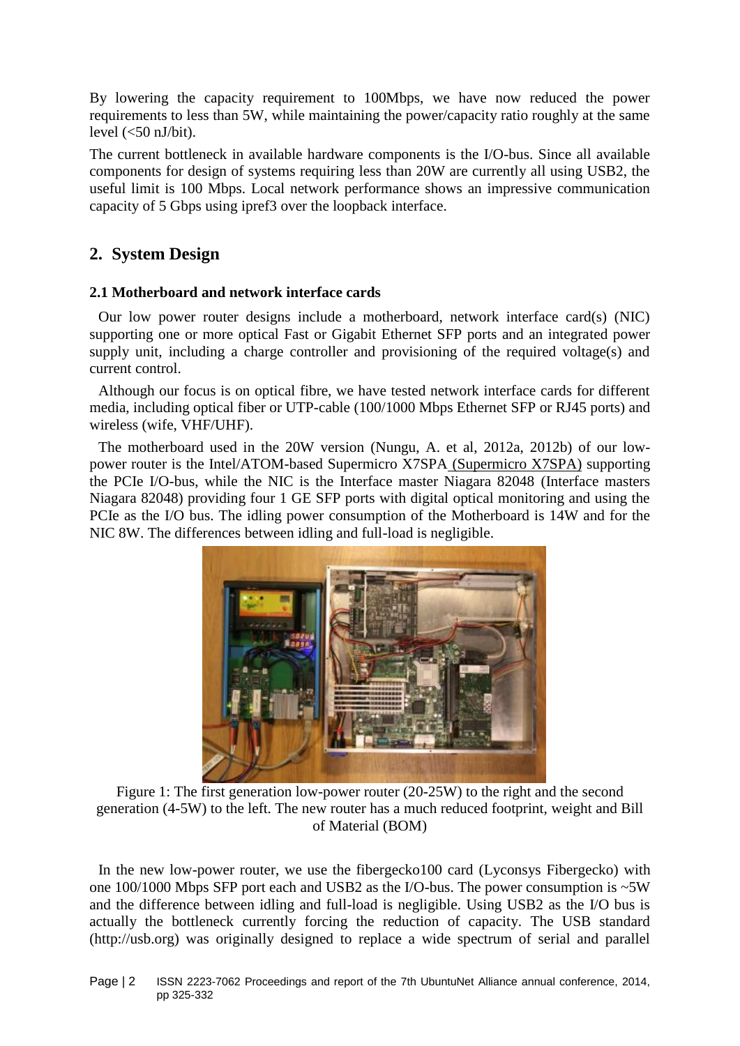By lowering the capacity requirement to 100Mbps, we have now reduced the power requirements to less than 5W, while maintaining the power/capacity ratio roughly at the same level (<50 nJ/bit).

The current bottleneck in available hardware components is the I/O-bus. Since all available components for design of systems requiring less than 20W are currently all using USB2, the useful limit is 100 Mbps. Local network performance shows an impressive communication capacity of 5 Gbps using ipref3 over the loopback interface.

## 2. System Design

### 2.1 Motherboard and network interface cards

Our low power router designs include a motherboard, network interface card(s) (NIC) supporting one or more optical Fast or Gigabit Ethernet SFP ports and an integrated power supply unit, including a charge controller and provisioning of the required voltage(s) and current control.

Although our focus is on optical fibre, we have tested network interface cards for different media, including optical fiber or UTP-cable (100/1000 Mbps Ethernet SFP or RJ45 ports) and wireless (wife, VHF/UHF).

The motherboard used in the 20W version (Nungu, A. et al, 2012a, 2012b) of our low-power router is the Intel/ATOM-based Supermicro X7SPA (Supermicro X7SPA) supporting the PCIe I/O-bus, while the NIC is the Interface master Niagara 82048 (Interface masters Niagara 82048) providing four 1 GE SFP ports with digital optical monitoring and using the PCIe as the I/O bus. The idling power consumption of the Motherboard is 14W and for the NIC 8W. The differences between idling and full-load is negligible.

Figure 1: The first generation low-power router (20-25W) to the right and the second generation (4-5W) to the left. The new router has a much reduced footprint, weight and Bill of Material (BOM)

In the new low-power router, we use the fibergecko100 card (Lyconsys Fibergecko) with one 100/1000 Mbps SFP port each and USB2 as the I/O-bus. The power consumption is ~5W and the difference between idling and full-load is negligible. Using USB2 as the I/O bus is actually the bottleneck currently forcing the reduction of capacity. The USB standard (http://usb.org) was originally designed to replace a wide spectrum of serial and parallel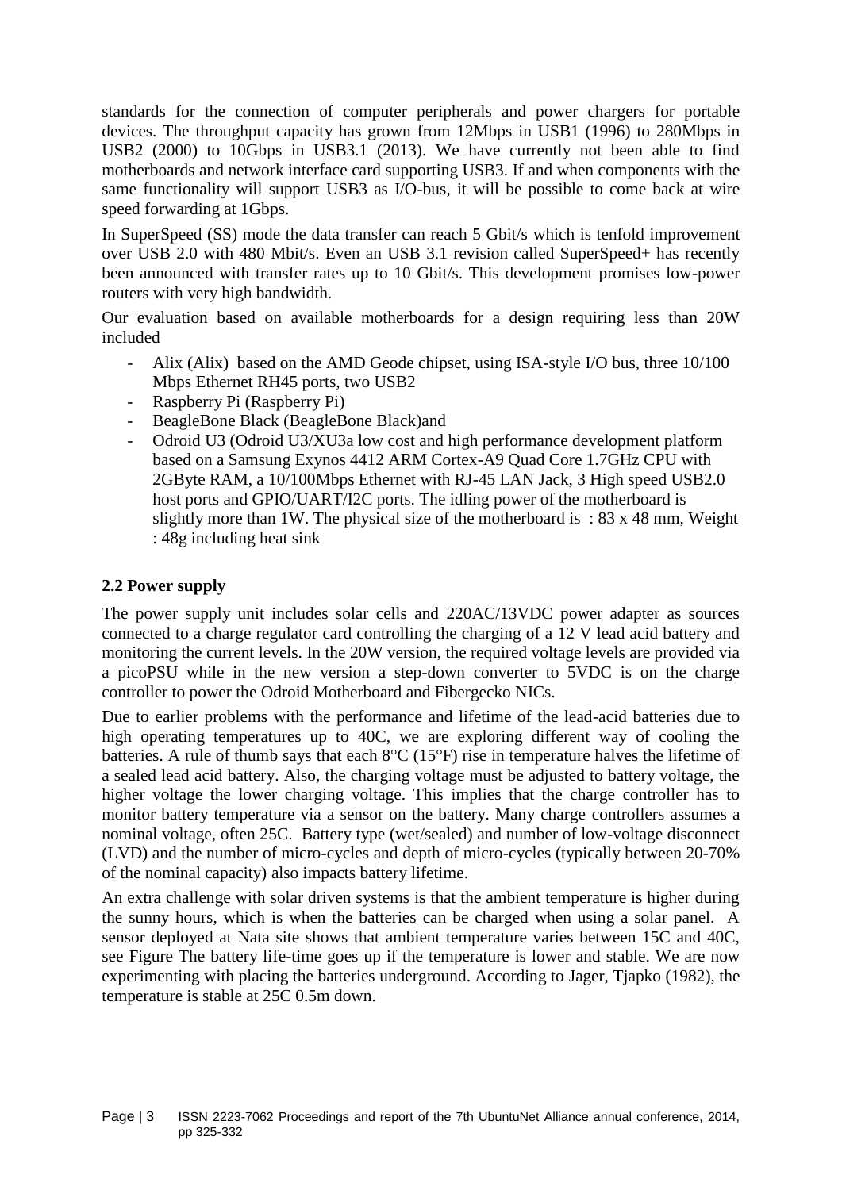standards for the connection of computer peripherals and power chargers for portable devices. The throughput capacity has grown from 12Mbps in USB1 (1996) to 280Mbps in USB2 (2000) to 10Gbps in USB3.1 (2013). We have currently not been able to find motherboards and network interface card supporting USB3. If and when components with the same functionality will support USB3 as I/O-bus, it will be possible to come back at wire speed forwarding at 1Gbps.

In SuperSpeed (SS) mode the data transfer can reach 5 Gbit/s which is tenfold improvement over USB 2.0 with 480 Mbit/s. Even an USB 3.1 revision called SuperSpeed+ has recently been announced with transfer rates up to 10 Gbit/s. This development promises low-power routers with very high bandwidth.

Our evaluation based on available motherboards for a design requiring less than 20W included

- Alix (Alix) based on the AMD Geode chipset, using ISA-style I/O bus, three 10/100 Mbps Ethernet RH45 ports, two USB2
- Raspberry Pi (Raspberry Pi)
- BeagleBone Black (BeagleBone Black)and
- Odroid U3 (Odroid U3/XU3a low cost and high performance development platform based on a Samsung Exynos 4412 ARM Cortex-A9 Quad Core 1.7GHz CPU with 2GByte RAM, a 10/100Mbps Ethernet with RJ-45 LAN Jack, 3 High speed USB2.0 host ports and GPIO/UART/I2C ports. The idling power of the motherboard is slightly more than 1W. The physical size of the motherboard is : 83 x 48 mm, Weight : 48g including heat sink

### 2.2 Power supply

The power supply unit includes solar cells and 220AC/13VDC power adapter as sources connected to a charge regulator card controlling the charging of a 12 V lead acid battery and monitoring the current levels. In the 20W version, the required voltage levels are provided via a picoPSU while in the new version a step-down converter to 5VDC is on the charge controller to power the Odroid Motherboard and Fibergecko NICs.

Due to earlier problems with the performance and lifetime of the lead-acid batteries due to high operating temperatures up to 40C, we are exploring different way of cooling the batteries. A rule of thumb says that each 8°C (15°F) rise in temperature halves the lifetime of a sealed lead acid battery. Also, the charging voltage must be adjusted to battery voltage, the higher voltage the lower charging voltage. This implies that the charge controller has to monitor battery temperature via a sensor on the battery. Many charge controllers assumes a nominal voltage, often 25C. Battery type (wet/sealed) and number of low-voltage disconnect (LVD) and the number of micro-cycles and depth of micro-cycles (typically between 20-70% of the nominal capacity) also impacts battery lifetime.

An extra challenge with solar driven systems is that the ambient temperature is higher during the sunny hours, which is when the batteries can be charged when using a solar panel. A sensor deployed at Nata site shows that ambient temperature varies between 15C and 40C, see Figure The battery life-time goes up if the temperature is lower and stable. We are now experimenting with placing the batteries underground. According to Jager, Tjapko (1982), the temperature is stable at 25C 0.5m down.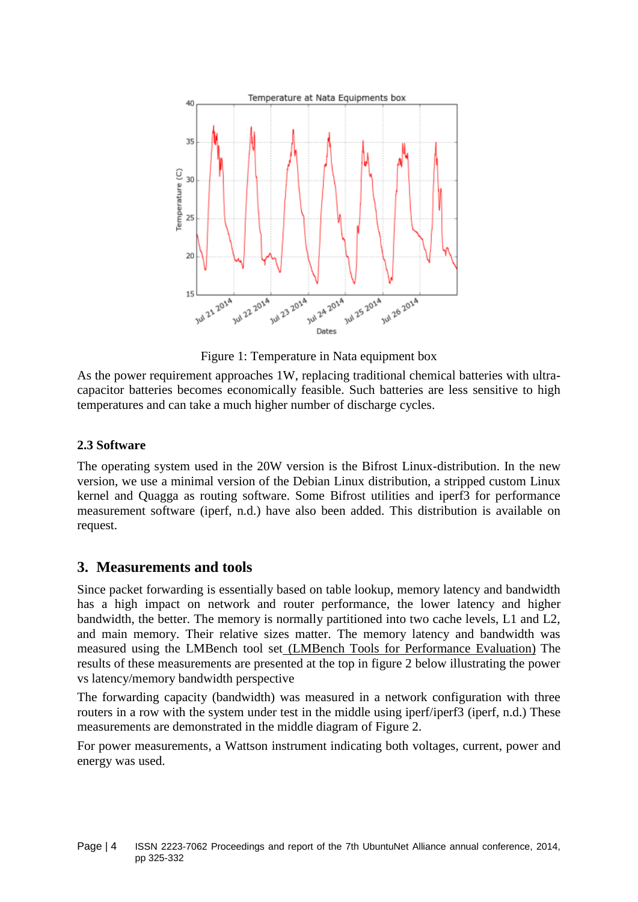Figure 1: Temperature in Nata equipment box

As the power requirement approaches 1W, replacing traditional chemical batteries with ultra-capacitor batteries becomes economically feasible. Such batteries are less sensitive to high temperatures and can take a much higher number of discharge cycles.

### 2.3 Software

The operating system used in the 20W version is the Bifrost Linux-distribution. In the new version, we use a minimal version of the Debian Linux distribution, a stripped custom Linux kernel and Quagga as routing software. Some Bifrost utilities and iperf3 for performance measurement software (iperf, n.d.) have also been added. This distribution is available on request.

## 3. Measurements and tools

Since packet forwarding is essentially based on table lookup, memory latency and bandwidth has a high impact on network and router performance, the lower latency and higher bandwidth, the better. The memory is normally partitioned into two cache levels, L1 and L2, and main memory. Their relative sizes matter. The memory latency and bandwidth was measured using the LMBench tool set (LMBench Tools for Performance Evaluation) The results of these measurements are presented at the top in figure 2 below illustrating the power vs latency/memory bandwidth perspective

The forwarding capacity (bandwidth) was measured in a network configuration with three routers in a row with the system under test in the middle using iperf/iperf3 (iperf, n.d.) These measurements are demonstrated in the middle diagram of Figure 2.

For power measurements, a Wattson instrument indicating both voltages, current, power and energy was used.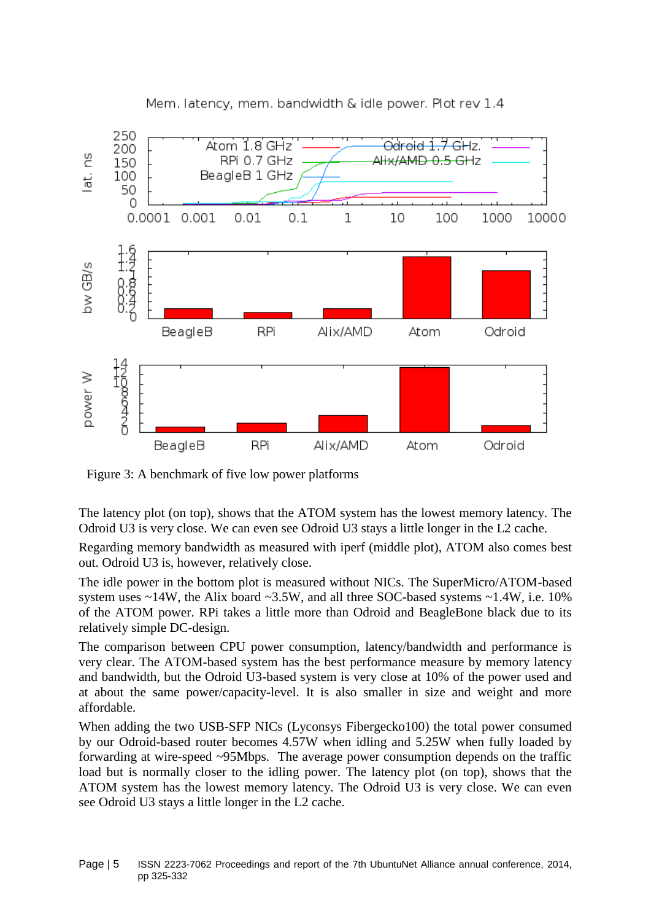Figure 3: A benchmark of five low power platforms

The latency plot (on top), shows that the ATOM system has the lowest memory latency. The Odroid U3 is very close. We can even see Odroid U3 stays a little longer in the L2 cache.

Regarding memory bandwidth as measured with iperf (middle plot), ATOM also comes best out. Odroid U3 is, however, relatively close.

The idle power in the bottom plot is measured without NICs. The SuperMicro/ATOM-based system uses ~14W, the Alix board ~3.5W, and all three SOC-based systems ~1.4W, i.e. 10% of the ATOM power. RPi takes a little more than Odroid and BeagleBone black due to its relatively simple DC-design.

The comparison between CPU power consumption, latency/bandwidth and performance is very clear. The ATOM-based system has the best performance measure by memory latency and bandwidth, but the Odroid U3-based system is very close at 10% of the power used and at about the same power/capacity-level. It is also smaller in size and weight and more affordable.

When adding the two USB-SFP NICs (Lyconsys Fibergecko100) the total power consumed by our Odroid-based router becomes 4.57W when idling and 5.25W when fully loaded by forwarding at wire-speed ~95Mbps. The average power consumption depends on the traffic load but is normally closer to the idling power. The latency plot (on top), shows that the ATOM system has the lowest memory latency. The Odroid U3 is very close. We can even see Odroid U3 stays a little longer in the L2 cache.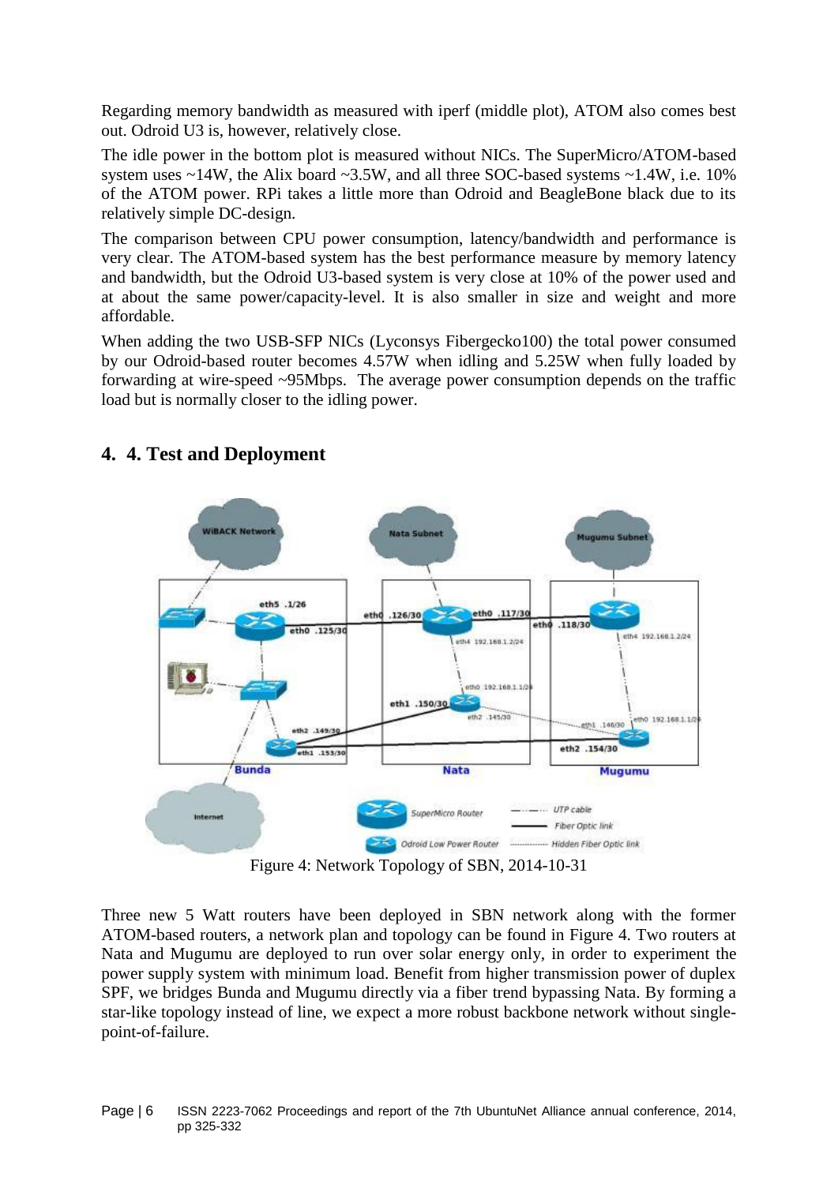Regarding memory bandwidth as measured with iperf (middle plot), ATOM also comes best out. Odroid U3 is, however, relatively close.

The idle power in the bottom plot is measured without NICs. The SuperMicro/ATOM-based system uses ~14W, the Alix board ~3.5W, and all three SOC-based systems ~1.4W, i.e. 10% of the ATOM power. RPi takes a little more than Odroid and BeagleBone black due to its relatively simple DC-design.

The comparison between CPU power consumption, latency/bandwidth and performance is very clear. The ATOM-based system has the best performance measure by memory latency and bandwidth, but the Odroid U3-based system is very close at 10% of the power used and at about the same power/capacity-level. It is also smaller in size and weight and more affordable.

When adding the two USB-SFP NICs (Lyconsys Fibergecko100) the total power consumed by our Odroid-based router becomes 4.57W when idling and 5.25W when fully loaded by forwarding at wire-speed ~95Mbps. The average power consumption depends on the traffic load but is normally closer to the idling power.

## 4. 4. Test and Deployment

Figure 4: Network Topology of SBN, 2014-10-31

Three new 5 Watt routers have been deployed in SBN network along with the former ATOM-based routers, a network plan and topology can be found in Figure 4. Two routers at Nata and Mugumu are deployed to run over solar energy only, in order to experiment the power supply system with minimum load. Benefit from higher transmission power of duplex SPF, we bridges Bunda and Mugumu directly via a fiber trend bypassing Nata. By forming a star-like topology instead of line, we expect a more robust backbone network without single-point-of-failure.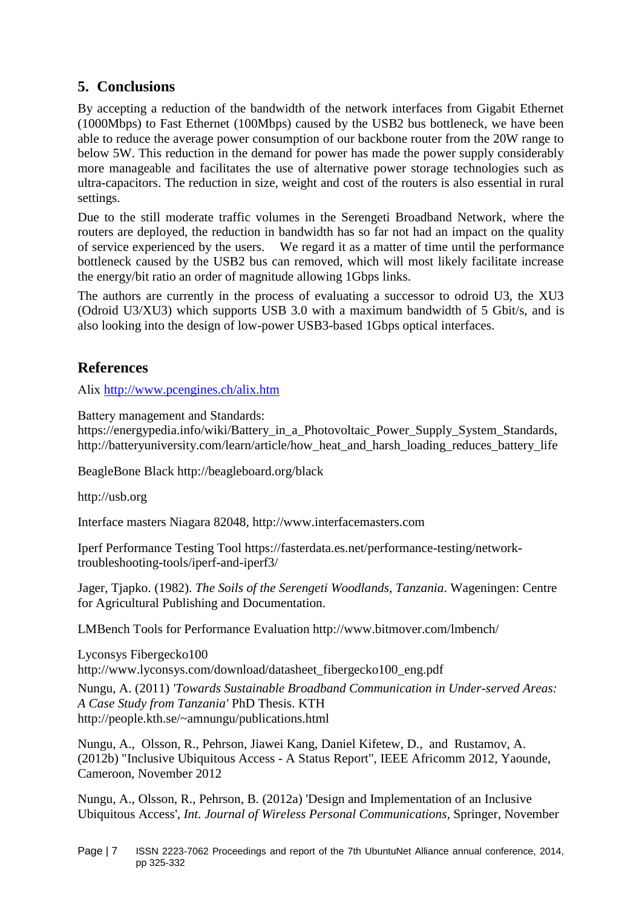## 5. Conclusions

By accepting a reduction of the bandwidth of the network interfaces from Gigabit Ethernet (1000Mbps) to Fast Ethernet (100Mbps) caused by the USB2 bus bottleneck, we have been able to reduce the average power consumption of our backbone router from the 20W range to below 5W. This reduction in the demand for power has made the power supply considerably more manageable and facilitates the use of alternative power storage technologies such as ultra-capacitors. The reduction in size, weight and cost of the routers is also essential in rural settings.

Due to the still moderate traffic volumes in the Serengeti Broadband Network, where the routers are deployed, the reduction in bandwidth has so far not had an impact on the quality of service experienced by the users. We regard it as a matter of time until the performance bottleneck caused by the USB2 bus can removed, which will most likely facilitate increase the energy/bit ratio an order of magnitude allowing 1Gbps links.

The authors are currently in the process of evaluating a successor to odroid U3, the XU3 (Odroid U3/XU3) which supports USB 3.0 with a maximum bandwidth of 5 Gbit/s, and is also looking into the design of low-power USB3-based 1Gbps optical interfaces.

## References

Alix http://www.pcengines.ch/alix.htm

Battery management and Standards:
https://energypedia.info/wiki/Battery_in_a_Photovoltaic_Power_Supply_System_Standards, http://batteryuniversity.com/learn/article/how_heat_and_harsh_loading_reduces_battery_life

BeagleBone Black http://beagleboard.org/black

http://usb.org

Interface masters Niagara 82048, http://www.interfacemasters.com

Iperf Performance Testing Tool https://fasterdata.es.net/performance-testing/network-troubleshooting-tools/iperf-and-iperf3/

Jager, Tjapko. (1982). *The Soils of the Serengeti Woodlands, Tanzania*. Wageningen: Centre for Agricultural Publishing and Documentation.

LMBench Tools for Performance Evaluation http://www.bitmover.com/lmbench/

Lyconsys Fibergecko100
http://www.lyconsys.com/download/datasheet_fibergecko100_eng.pdf

Nungu, A. (2011) *'Towards Sustainable Broadband Communication in Under-served Areas: A Case Study from Tanzania'* PhD Thesis. KTH
http://people.kth.se/~amnungu/publications.html

Nungu, A., Olsson, R., Pehrson, Jiawei Kang, Daniel Kifetew, D., and Rustamov, A. (2012b) "Inclusive Ubiquitous Access - A Status Report", IEEE Africomm 2012, Yaounde, Cameroon, November 2012

Nungu, A., Olsson, R., Pehrson, B. (2012a) 'Design and Implementation of an Inclusive Ubiquitous Access', *Int. Journal of Wireless Personal Communications*, Springer, November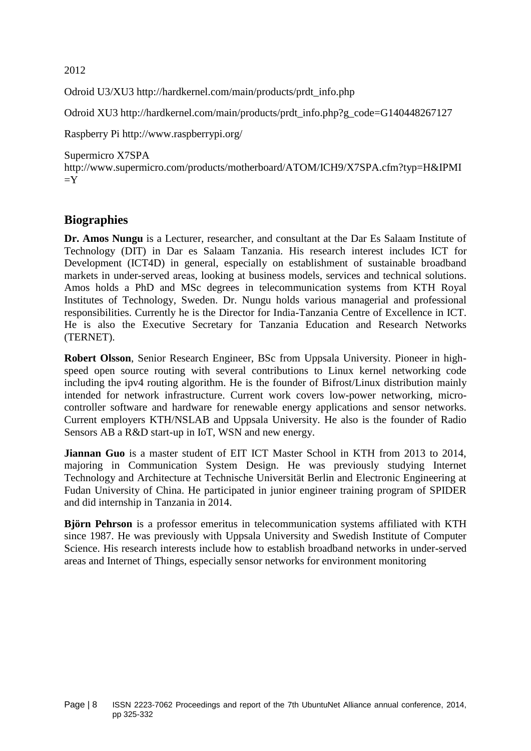2012

Odroid U3/XU3 http://hardkernel.com/main/products/prdt_info.php

Odroid XU3 http://hardkernel.com/main/products/prdt_info.php?g_code=G140448267127

Raspberry Pi http://www.raspberrypi.org/

Supermicro X7SPA http://www.supermicro.com/products/motherboard/ATOM/ICH9/X7SPA.cfm?typ=H&IPMI=Y

## Biographies

**Dr. Amos Nungu** is a Lecturer, researcher, and consultant at the Dar Es Salaam Institute of Technology (DIT) in Dar es Salaam Tanzania. His research interest includes ICT for Development (ICT4D) in general, especially on establishment of sustainable broadband markets in under-served areas, looking at business models, services and technical solutions. Amos holds a PhD and MSc degrees in telecommunication systems from KTH Royal Institutes of Technology, Sweden. Dr. Nungu holds various managerial and professional responsibilities. Currently he is the Director for India-Tanzania Centre of Excellence in ICT. He is also the Executive Secretary for Tanzania Education and Research Networks (TERNET).

**Robert Olsson**, Senior Research Engineer, BSc from Uppsala University. Pioneer in high-speed open source routing with several contributions to Linux kernel networking code including the ipv4 routing algorithm. He is the founder of Bifrost/Linux distribution mainly intended for network infrastructure. Current work covers low-power networking, micro-controller software and hardware for renewable energy applications and sensor networks. Current employers KTH/NSLAB and Uppsala University. He also is the founder of Radio Sensors AB a R&D start-up in IoT, WSN and new energy.

**Jiannan Guo** is a master student of EIT ICT Master School in KTH from 2013 to 2014, majoring in Communication System Design. He was previously studying Internet Technology and Architecture at Technische Universität Berlin and Electronic Engineering at Fudan University of China. He participated in junior engineer training program of SPIDER and did internship in Tanzania in 2014.

**Björn Pehrson** is a professor emeritus in telecommunication systems affiliated with KTH since 1987. He was previously with Uppsala University and Swedish Institute of Computer Science. His research interests include how to establish broadband networks in under-served areas and Internet of Things, especially sensor networks for environment monitoring